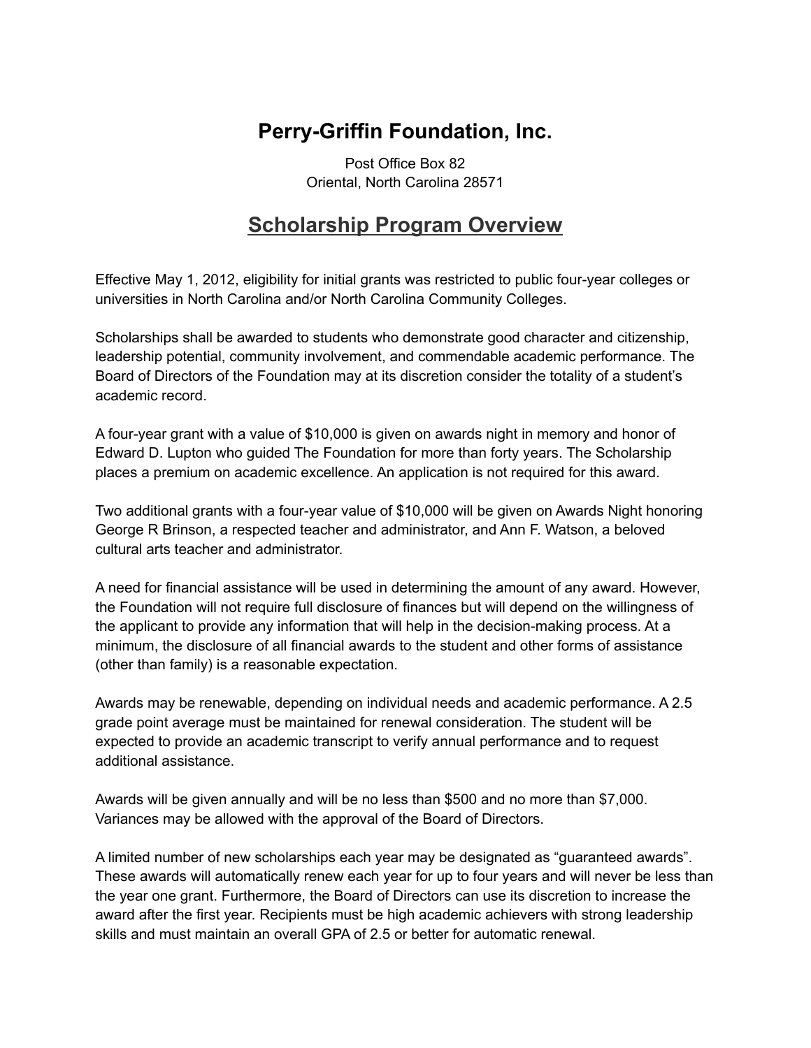# Perry-Griffin Foundation, Inc.

Post Office Box 82
Oriental, North Carolina 28571

## Scholarship Program Overview

Effective May 1, 2012, eligibility for initial grants was restricted to public four-year colleges or universities in North Carolina and/or North Carolina Community Colleges.

Scholarships shall be awarded to students who demonstrate good character and citizenship, leadership potential, community involvement, and commendable academic performance. The Board of Directors of the Foundation may at its discretion consider the totality of a student's academic record.

A four-year grant with a value of $10,000 is given on awards night in memory and honor of Edward D. Lupton who guided The Foundation for more than forty years. The Scholarship places a premium on academic excellence. An application is not required for this award.

Two additional grants with a four-year value of $10,000 will be given on Awards Night honoring George R Brinson, a respected teacher and administrator, and Ann F. Watson, a beloved cultural arts teacher and administrator.

A need for financial assistance will be used in determining the amount of any award. However, the Foundation will not require full disclosure of finances but will depend on the willingness of the applicant to provide any information that will help in the decision-making process. At a minimum, the disclosure of all financial awards to the student and other forms of assistance (other than family) is a reasonable expectation.

Awards may be renewable, depending on individual needs and academic performance. A 2.5 grade point average must be maintained for renewal consideration. The student will be expected to provide an academic transcript to verify annual performance and to request additional assistance.

Awards will be given annually and will be no less than $500 and no more than $7,000. Variances may be allowed with the approval of the Board of Directors.

A limited number of new scholarships each year may be designated as "guaranteed awards". These awards will automatically renew each year for up to four years and will never be less than the year one grant. Furthermore, the Board of Directors can use its discretion to increase the award after the first year. Recipients must be high academic achievers with strong leadership skills and must maintain an overall GPA of 2.5 or better for automatic renewal.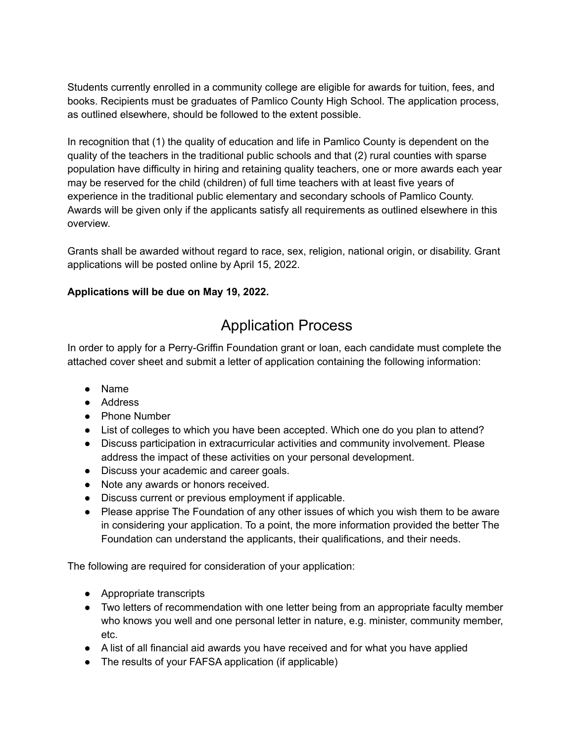Students currently enrolled in a community college are eligible for awards for tuition, fees, and books. Recipients must be graduates of Pamlico County High School. The application process, as outlined elsewhere, should be followed to the extent possible.

In recognition that (1) the quality of education and life in Pamlico County is dependent on the quality of the teachers in the traditional public schools and that (2) rural counties with sparse population have difficulty in hiring and retaining quality teachers, one or more awards each year may be reserved for the child (children) of full time teachers with at least five years of experience in the traditional public elementary and secondary schools of Pamlico County. Awards will be given only if the applicants satisfy all requirements as outlined elsewhere in this overview.

Grants shall be awarded without regard to race, sex, religion, national origin, or disability. Grant applications will be posted online by April 15, 2022.

**Applications will be due on May 19, 2022.**

# Application Process

In order to apply for a Perry-Griffin Foundation grant or loan, each candidate must complete the attached cover sheet and submit a letter of application containing the following information:

- Name
- Address
- Phone Number
- List of colleges to which you have been accepted. Which one do you plan to attend?
- Discuss participation in extracurricular activities and community involvement. Please address the impact of these activities on your personal development.
- Discuss your academic and career goals.
- Note any awards or honors received.
- Discuss current or previous employment if applicable.
- Please apprise The Foundation of any other issues of which you wish them to be aware in considering your application. To a point, the more information provided the better The Foundation can understand the applicants, their qualifications, and their needs.

The following are required for consideration of your application:

- Appropriate transcripts
- Two letters of recommendation with one letter being from an appropriate faculty member who knows you well and one personal letter in nature, e.g. minister, community member, etc.
- A list of all financial aid awards you have received and for what you have applied
- The results of your FAFSA application (if applicable)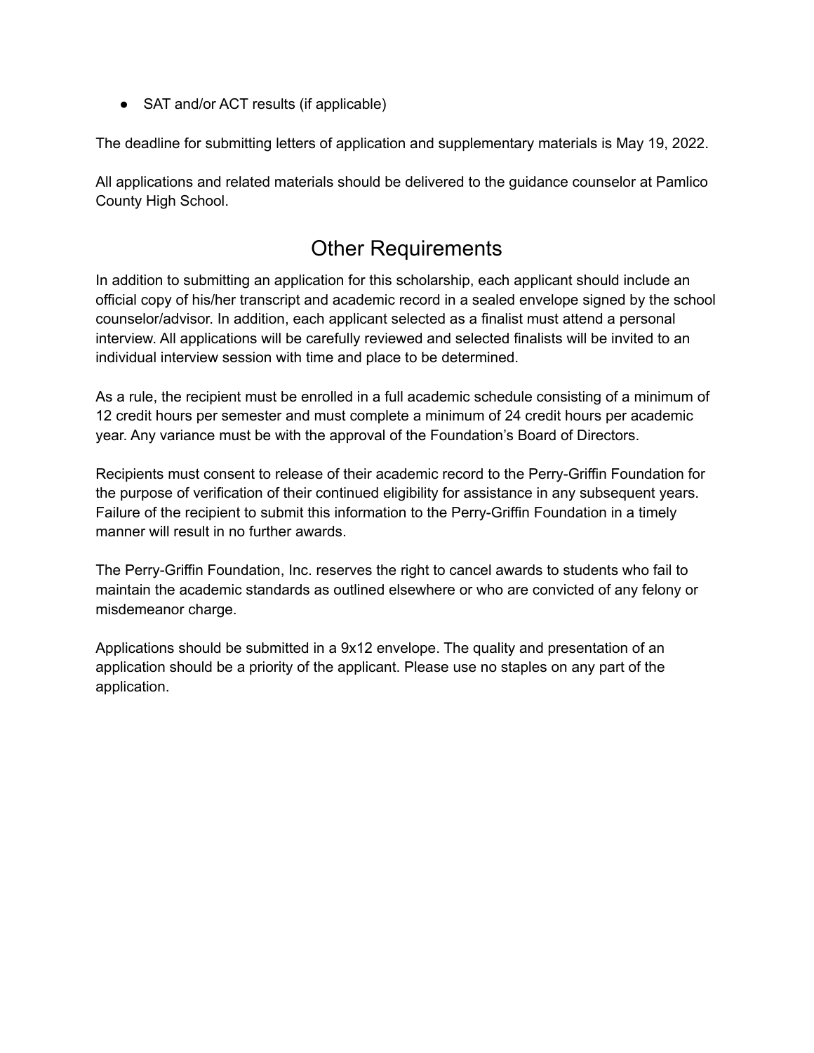- SAT and/or ACT results (if applicable)

The deadline for submitting letters of application and supplementary materials is May 19, 2022.

All applications and related materials should be delivered to the guidance counselor at Pamlico County High School.

## Other Requirements

In addition to submitting an application for this scholarship, each applicant should include an official copy of his/her transcript and academic record in a sealed envelope signed by the school counselor/advisor. In addition, each applicant selected as a finalist must attend a personal interview. All applications will be carefully reviewed and selected finalists will be invited to an individual interview session with time and place to be determined.

As a rule, the recipient must be enrolled in a full academic schedule consisting of a minimum of 12 credit hours per semester and must complete a minimum of 24 credit hours per academic year. Any variance must be with the approval of the Foundation's Board of Directors.

Recipients must consent to release of their academic record to the Perry-Griffin Foundation for the purpose of verification of their continued eligibility for assistance in any subsequent years. Failure of the recipient to submit this information to the Perry-Griffin Foundation in a timely manner will result in no further awards.

The Perry-Griffin Foundation, Inc. reserves the right to cancel awards to students who fail to maintain the academic standards as outlined elsewhere or who are convicted of any felony or misdemeanor charge.

Applications should be submitted in a 9x12 envelope. The quality and presentation of an application should be a priority of the applicant. Please use no staples on any part of the application.